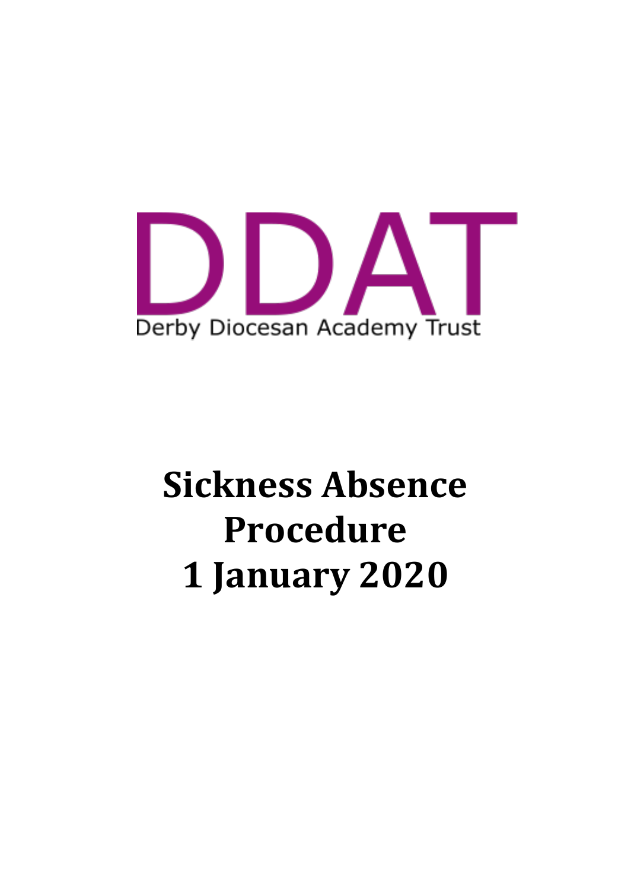DDAT

Derby Diocesan Academy Trust

# Sickness Absence Procedure 1 January 2020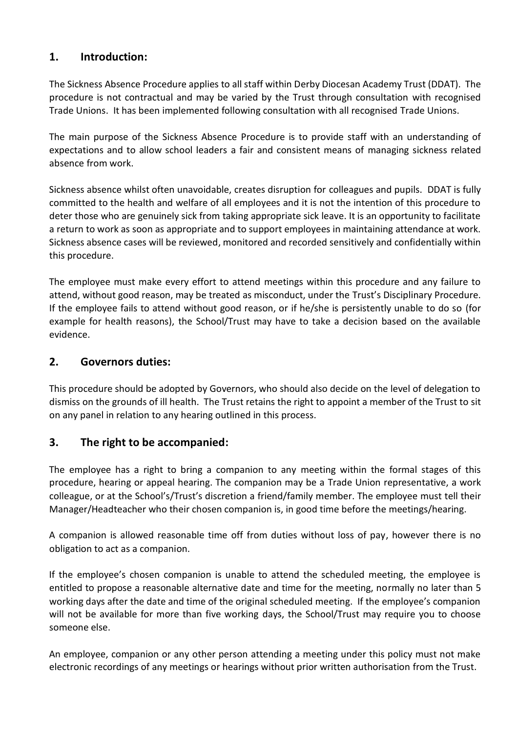## 1. Introduction:

The Sickness Absence Procedure applies to all staff within Derby Diocesan Academy Trust (DDAT). The procedure is not contractual and may be varied by the Trust through consultation with recognised Trade Unions. It has been implemented following consultation with all recognised Trade Unions.

The main purpose of the Sickness Absence Procedure is to provide staff with an understanding of expectations and to allow school leaders a fair and consistent means of managing sickness related absence from work.

Sickness absence whilst often unavoidable, creates disruption for colleagues and pupils. DDAT is fully committed to the health and welfare of all employees and it is not the intention of this procedure to deter those who are genuinely sick from taking appropriate sick leave. It is an opportunity to facilitate a return to work as soon as appropriate and to support employees in maintaining attendance at work. Sickness absence cases will be reviewed, monitored and recorded sensitively and confidentially within this procedure.

The employee must make every effort to attend meetings within this procedure and any failure to attend, without good reason, may be treated as misconduct, under the Trust's Disciplinary Procedure. If the employee fails to attend without good reason, or if he/she is persistently unable to do so (for example for health reasons), the School/Trust may have to take a decision based on the available evidence.

## 2. Governors duties:

This procedure should be adopted by Governors, who should also decide on the level of delegation to dismiss on the grounds of ill health. The Trust retains the right to appoint a member of the Trust to sit on any panel in relation to any hearing outlined in this process.

## 3. The right to be accompanied:

The employee has a right to bring a companion to any meeting within the formal stages of this procedure, hearing or appeal hearing. The companion may be a Trade Union representative, a work colleague, or at the School's/Trust's discretion a friend/family member. The employee must tell their Manager/Headteacher who their chosen companion is, in good time before the meetings/hearing.

A companion is allowed reasonable time off from duties without loss of pay, however there is no obligation to act as a companion.

If the employee's chosen companion is unable to attend the scheduled meeting, the employee is entitled to propose a reasonable alternative date and time for the meeting, normally no later than 5 working days after the date and time of the original scheduled meeting. If the employee's companion will not be available for more than five working days, the School/Trust may require you to choose someone else.

An employee, companion or any other person attending a meeting under this policy must not make electronic recordings of any meetings or hearings without prior written authorisation from the Trust.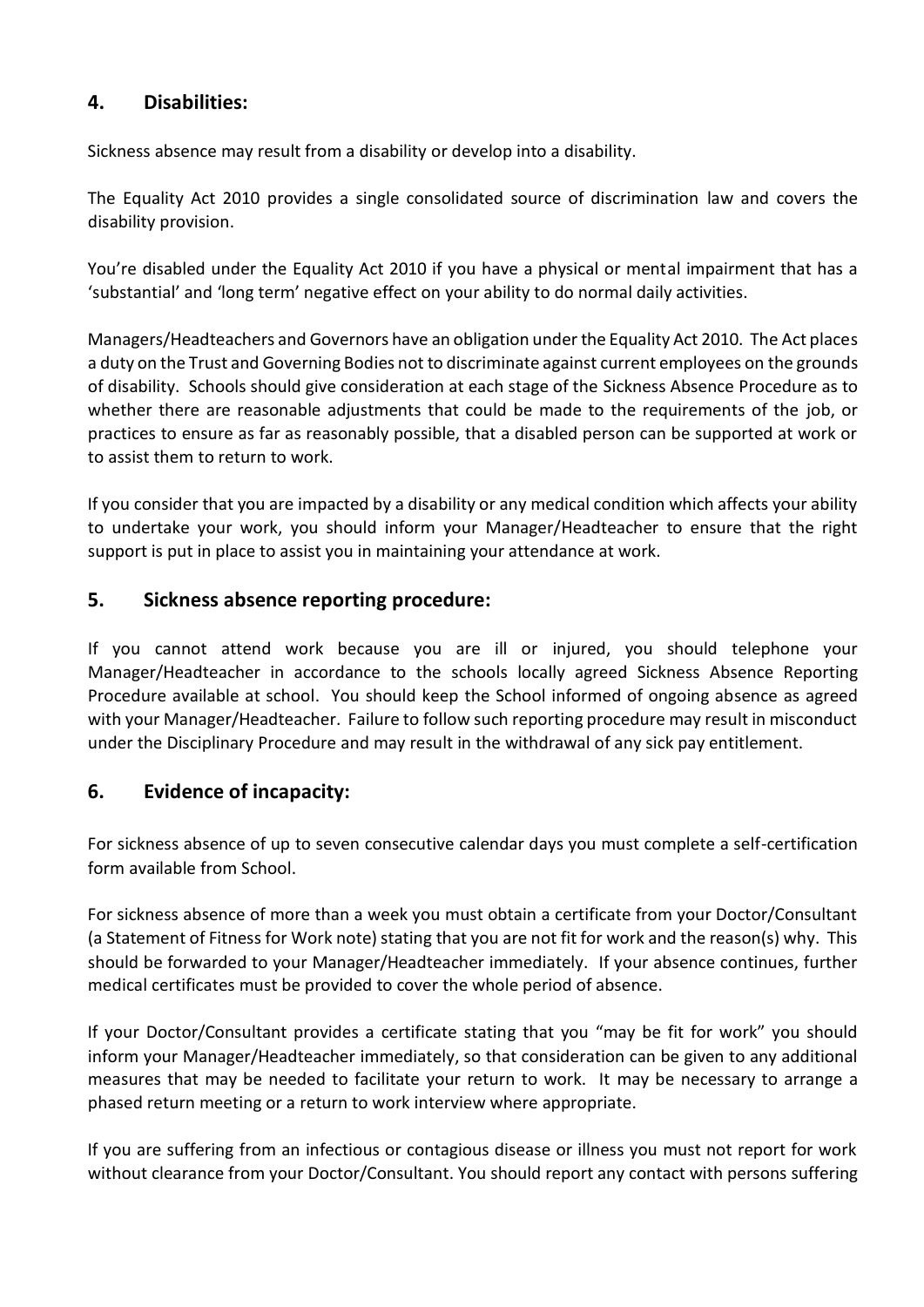## 4. Disabilities:

Sickness absence may result from a disability or develop into a disability.

The Equality Act 2010 provides a single consolidated source of discrimination law and covers the disability provision.

You're disabled under the Equality Act 2010 if you have a physical or mental impairment that has a 'substantial' and 'long term' negative effect on your ability to do normal daily activities.

Managers/Headteachers and Governors have an obligation under the Equality Act 2010. The Act places a duty on the Trust and Governing Bodies not to discriminate against current employees on the grounds of disability. Schools should give consideration at each stage of the Sickness Absence Procedure as to whether there are reasonable adjustments that could be made to the requirements of the job, or practices to ensure as far as reasonably possible, that a disabled person can be supported at work or to assist them to return to work.

If you consider that you are impacted by a disability or any medical condition which affects your ability to undertake your work, you should inform your Manager/Headteacher to ensure that the right support is put in place to assist you in maintaining your attendance at work.

## 5. Sickness absence reporting procedure:

If you cannot attend work because you are ill or injured, you should telephone your Manager/Headteacher in accordance to the schools locally agreed Sickness Absence Reporting Procedure available at school. You should keep the School informed of ongoing absence as agreed with your Manager/Headteacher. Failure to follow such reporting procedure may result in misconduct under the Disciplinary Procedure and may result in the withdrawal of any sick pay entitlement.

## 6. Evidence of incapacity:

For sickness absence of up to seven consecutive calendar days you must complete a self-certification form available from School.

For sickness absence of more than a week you must obtain a certificate from your Doctor/Consultant (a Statement of Fitness for Work note) stating that you are not fit for work and the reason(s) why. This should be forwarded to your Manager/Headteacher immediately. If your absence continues, further medical certificates must be provided to cover the whole period of absence.

If your Doctor/Consultant provides a certificate stating that you "may be fit for work" you should inform your Manager/Headteacher immediately, so that consideration can be given to any additional measures that may be needed to facilitate your return to work. It may be necessary to arrange a phased return meeting or a return to work interview where appropriate.

If you are suffering from an infectious or contagious disease or illness you must not report for work without clearance from your Doctor/Consultant. You should report any contact with persons suffering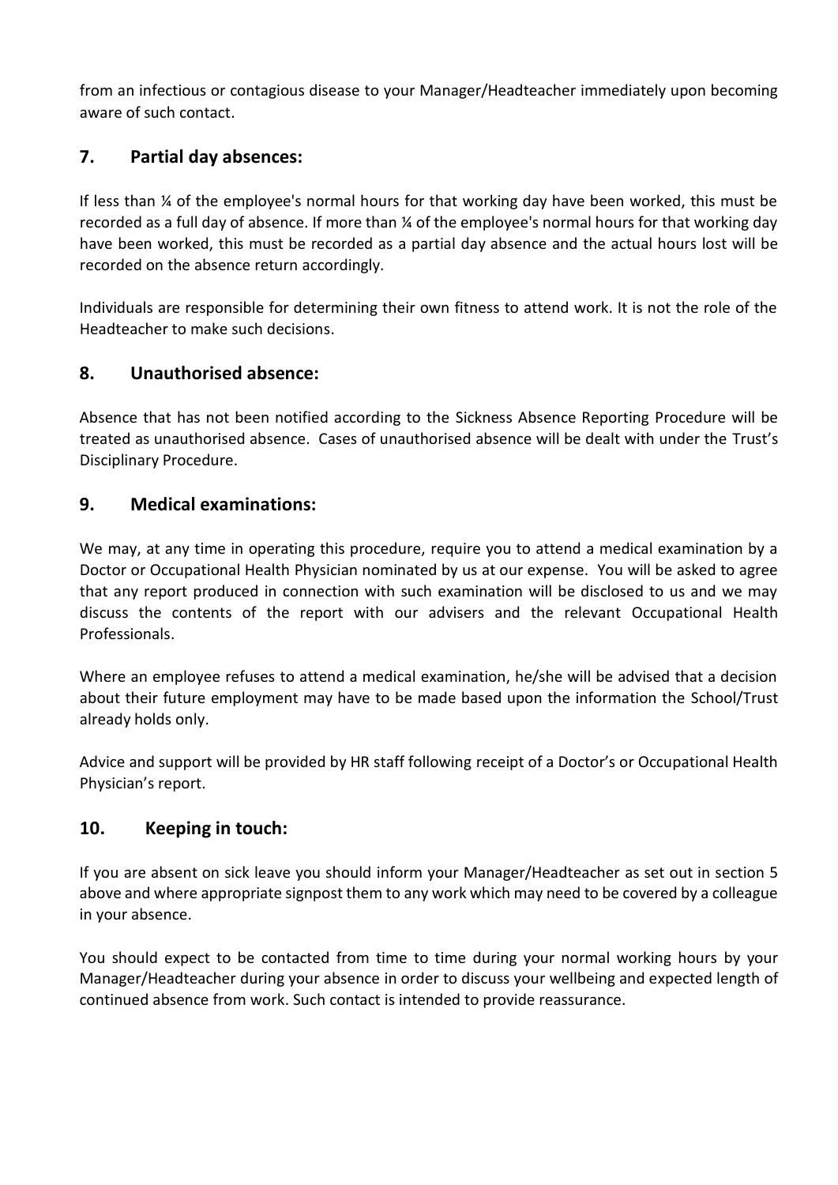from an infectious or contagious disease to your Manager/Headteacher immediately upon becoming aware of such contact.

## 7. Partial day absences:

If less than ¼ of the employee's normal hours for that working day have been worked, this must be recorded as a full day of absence. If more than ¼ of the employee's normal hours for that working day have been worked, this must be recorded as a partial day absence and the actual hours lost will be recorded on the absence return accordingly.

Individuals are responsible for determining their own fitness to attend work. It is not the role of the Headteacher to make such decisions.

## 8. Unauthorised absence:

Absence that has not been notified according to the Sickness Absence Reporting Procedure will be treated as unauthorised absence. Cases of unauthorised absence will be dealt with under the Trust's Disciplinary Procedure.

## 9. Medical examinations:

We may, at any time in operating this procedure, require you to attend a medical examination by a Doctor or Occupational Health Physician nominated by us at our expense. You will be asked to agree that any report produced in connection with such examination will be disclosed to us and we may discuss the contents of the report with our advisers and the relevant Occupational Health Professionals.

Where an employee refuses to attend a medical examination, he/she will be advised that a decision about their future employment may have to be made based upon the information the School/Trust already holds only.

Advice and support will be provided by HR staff following receipt of a Doctor's or Occupational Health Physician's report.

## 10. Keeping in touch:

If you are absent on sick leave you should inform your Manager/Headteacher as set out in section 5 above and where appropriate signpost them to any work which may need to be covered by a colleague in your absence.

You should expect to be contacted from time to time during your normal working hours by your Manager/Headteacher during your absence in order to discuss your wellbeing and expected length of continued absence from work. Such contact is intended to provide reassurance.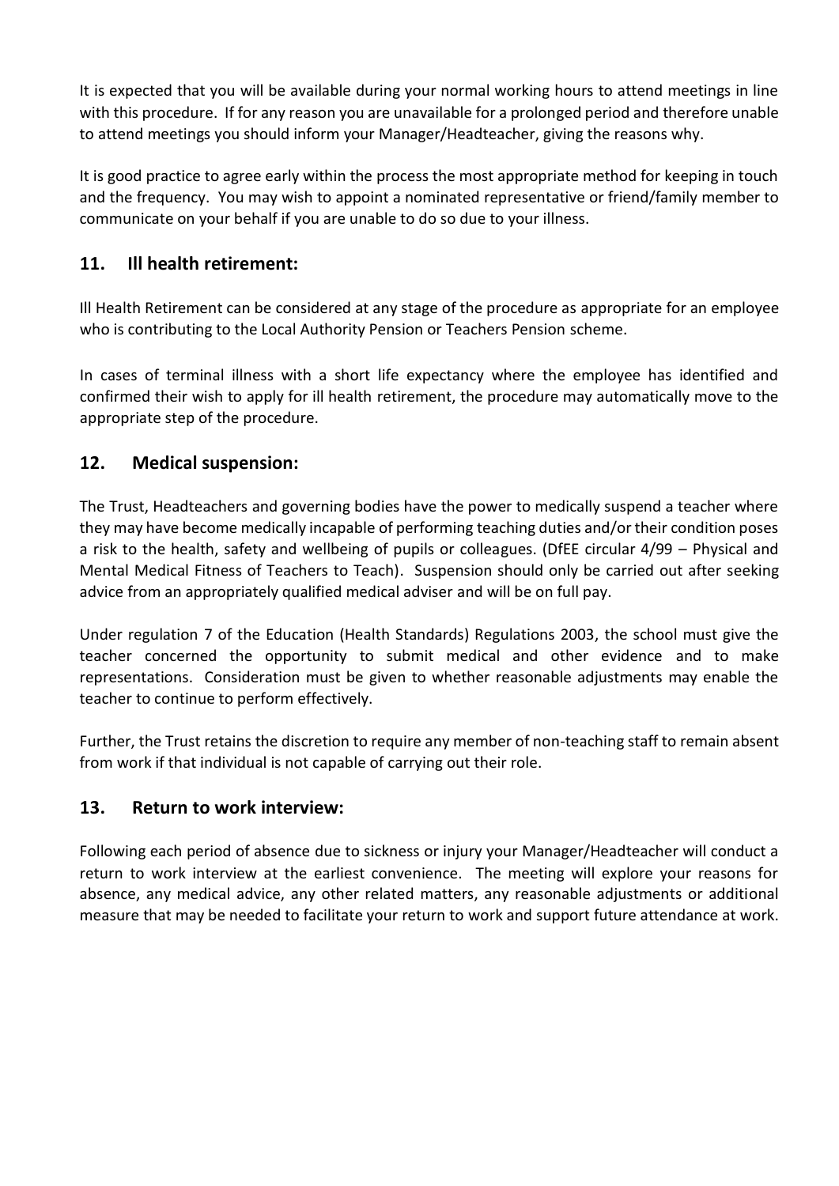It is expected that you will be available during your normal working hours to attend meetings in line with this procedure. If for any reason you are unavailable for a prolonged period and therefore unable to attend meetings you should inform your Manager/Headteacher, giving the reasons why.

It is good practice to agree early within the process the most appropriate method for keeping in touch and the frequency. You may wish to appoint a nominated representative or friend/family member to communicate on your behalf if you are unable to do so due to your illness.

## 11. Ill health retirement:

Ill Health Retirement can be considered at any stage of the procedure as appropriate for an employee who is contributing to the Local Authority Pension or Teachers Pension scheme.

In cases of terminal illness with a short life expectancy where the employee has identified and confirmed their wish to apply for ill health retirement, the procedure may automatically move to the appropriate step of the procedure.

## 12. Medical suspension:

The Trust, Headteachers and governing bodies have the power to medically suspend a teacher where they may have become medically incapable of performing teaching duties and/or their condition poses a risk to the health, safety and wellbeing of pupils or colleagues. (DfEE circular 4/99 – Physical and Mental Medical Fitness of Teachers to Teach). Suspension should only be carried out after seeking advice from an appropriately qualified medical adviser and will be on full pay.

Under regulation 7 of the Education (Health Standards) Regulations 2003, the school must give the teacher concerned the opportunity to submit medical and other evidence and to make representations. Consideration must be given to whether reasonable adjustments may enable the teacher to continue to perform effectively.

Further, the Trust retains the discretion to require any member of non-teaching staff to remain absent from work if that individual is not capable of carrying out their role.

## 13. Return to work interview:

Following each period of absence due to sickness or injury your Manager/Headteacher will conduct a return to work interview at the earliest convenience. The meeting will explore your reasons for absence, any medical advice, any other related matters, any reasonable adjustments or additional measure that may be needed to facilitate your return to work and support future attendance at work.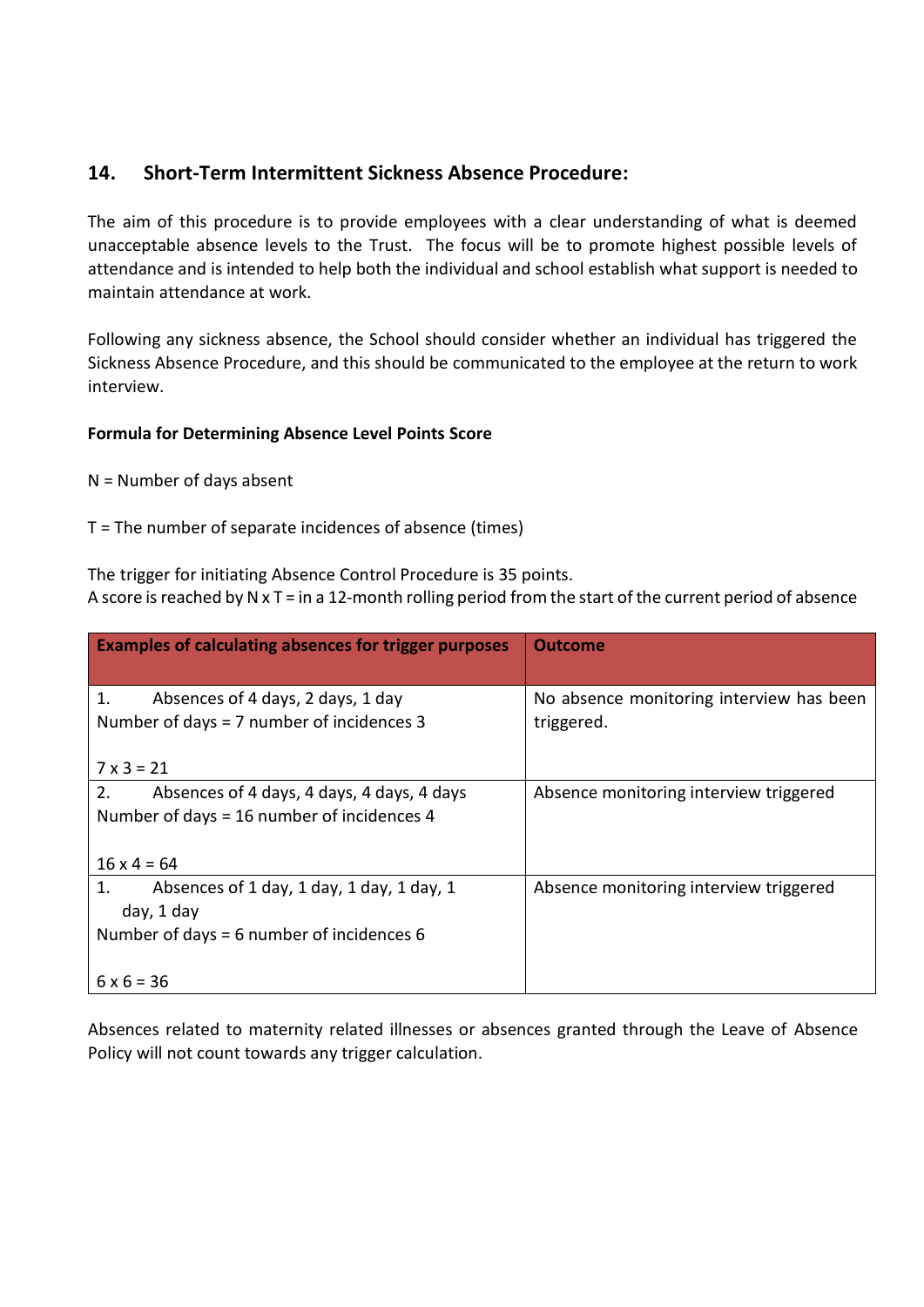## 14. Short-Term Intermittent Sickness Absence Procedure:

The aim of this procedure is to provide employees with a clear understanding of what is deemed unacceptable absence levels to the Trust. The focus will be to promote highest possible levels of attendance and is intended to help both the individual and school establish what support is needed to maintain attendance at work.

Following any sickness absence, the School should consider whether an individual has triggered the Sickness Absence Procedure, and this should be communicated to the employee at the return to work interview.

**Formula for Determining Absence Level Points Score**

N = Number of days absent

T = The number of separate incidences of absence (times)

The trigger for initiating Absence Control Procedure is 35 points.
A score is reached by N x T = in a 12-month rolling period from the start of the current period of absence

| Examples of calculating absences for trigger purposes | Outcome |
|---|---|
| 1. Absences of 4 days, 2 days, 1 day<br>Number of days = 7 number of incidences 3<br><br>7 x 3 = 21 | No absence monitoring interview has been triggered. |
| 2. Absences of 4 days, 4 days, 4 days, 4 days<br>Number of days = 16 number of incidences 4<br><br>16 x 4 = 64 | Absence monitoring interview triggered |
| 1. Absences of 1 day, 1 day, 1 day, 1 day, 1 day, 1 day<br>Number of days = 6 number of incidences 6<br><br>6 x 6 = 36 | Absence monitoring interview triggered |

Absences related to maternity related illnesses or absences granted through the Leave of Absence Policy will not count towards any trigger calculation.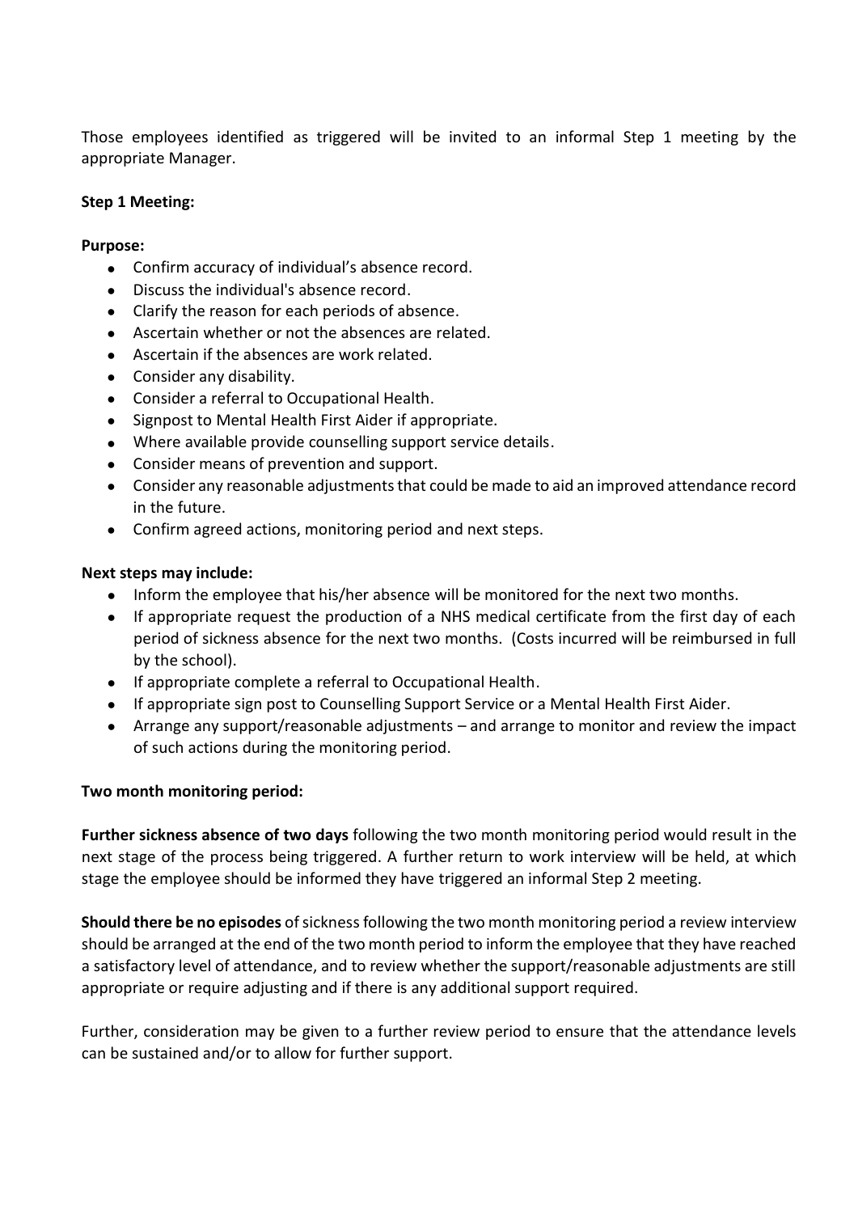Those employees identified as triggered will be invited to an informal Step 1 meeting by the appropriate Manager.

**Step 1 Meeting:**

**Purpose:**

- Confirm accuracy of individual's absence record.
- Discuss the individual's absence record.
- Clarify the reason for each periods of absence.
- Ascertain whether or not the absences are related.
- Ascertain if the absences are work related.
- Consider any disability.
- Consider a referral to Occupational Health.
- Signpost to Mental Health First Aider if appropriate.
- Where available provide counselling support service details.
- Consider means of prevention and support.
- Consider any reasonable adjustments that could be made to aid an improved attendance record in the future.
- Confirm agreed actions, monitoring period and next steps.

**Next steps may include:**

- Inform the employee that his/her absence will be monitored for the next two months.
- If appropriate request the production of a NHS medical certificate from the first day of each period of sickness absence for the next two months. (Costs incurred will be reimbursed in full by the school).
- If appropriate complete a referral to Occupational Health.
- If appropriate sign post to Counselling Support Service or a Mental Health First Aider.
- Arrange any support/reasonable adjustments – and arrange to monitor and review the impact of such actions during the monitoring period.

**Two month monitoring period:**

**Further sickness absence of two days** following the two month monitoring period would result in the next stage of the process being triggered. A further return to work interview will be held, at which stage the employee should be informed they have triggered an informal Step 2 meeting.

**Should there be no episodes** of sickness following the two month monitoring period a review interview should be arranged at the end of the two month period to inform the employee that they have reached a satisfactory level of attendance, and to review whether the support/reasonable adjustments are still appropriate or require adjusting and if there is any additional support required.

Further, consideration may be given to a further review period to ensure that the attendance levels can be sustained and/or to allow for further support.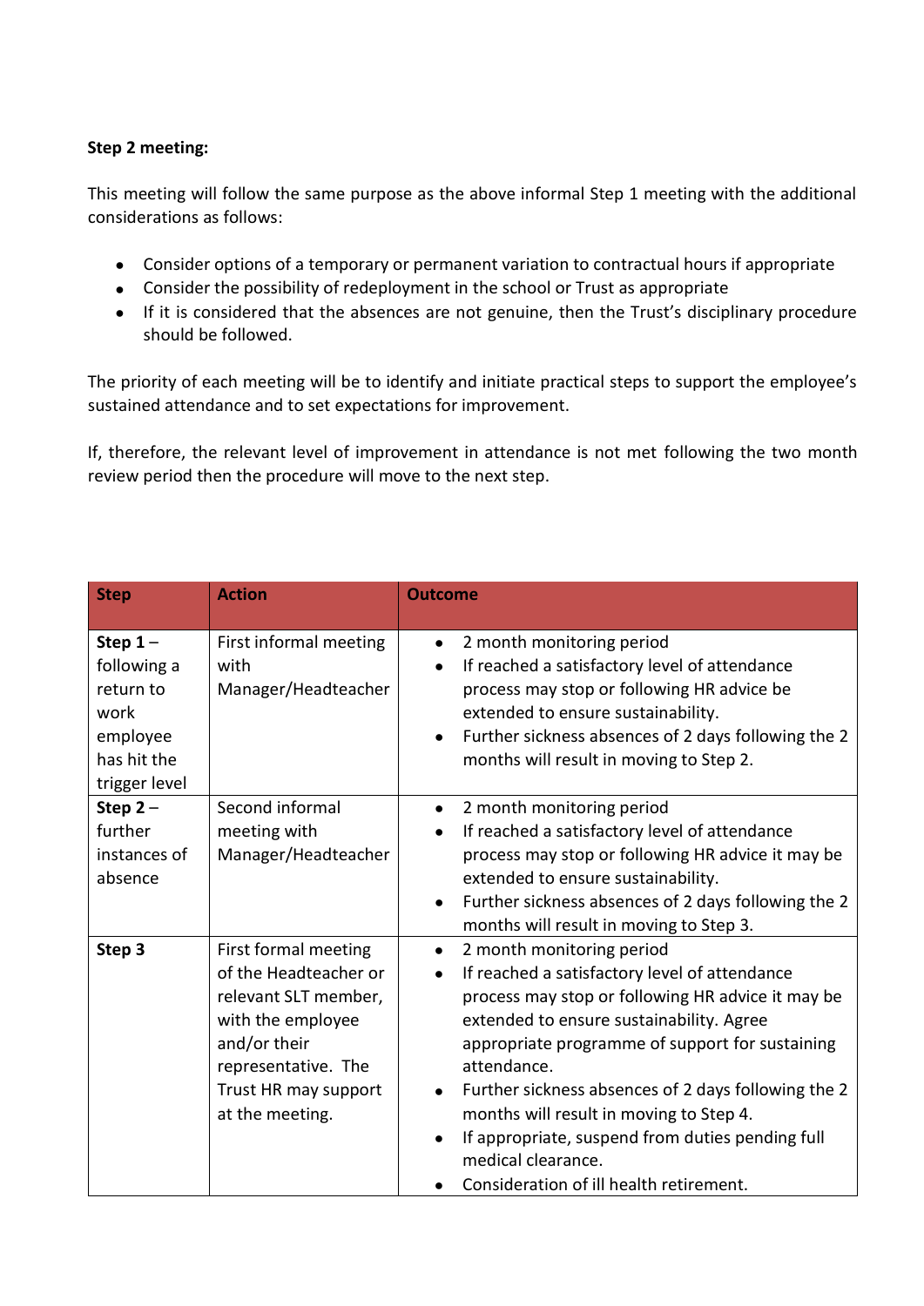**Step 2 meeting:**

This meeting will follow the same purpose as the above informal Step 1 meeting with the additional considerations as follows:

- Consider options of a temporary or permanent variation to contractual hours if appropriate
- Consider the possibility of redeployment in the school or Trust as appropriate
- If it is considered that the absences are not genuine, then the Trust's disciplinary procedure should be followed.

The priority of each meeting will be to identify and initiate practical steps to support the employee's sustained attendance and to set expectations for improvement.

If, therefore, the relevant level of improvement in attendance is not met following the two month review period then the procedure will move to the next step.

| Step | Action | Outcome |
|---|---|---|
| **Step 1** – following a return to work employee has hit the trigger level | First informal meeting with Manager/Headteacher | • 2 month monitoring period<br>• If reached a satisfactory level of attendance process may stop or following HR advice be extended to ensure sustainability.<br>• Further sickness absences of 2 days following the 2 months will result in moving to Step 2. |
| **Step 2** – further instances of absence | Second informal meeting with Manager/Headteacher | • 2 month monitoring period<br>• If reached a satisfactory level of attendance process may stop or following HR advice it may be extended to ensure sustainability.<br>• Further sickness absences of 2 days following the 2 months will result in moving to Step 3. |
| **Step 3** | First formal meeting of the Headteacher or relevant SLT member, with the employee and/or their representative. The Trust HR may support at the meeting. | • 2 month monitoring period<br>• If reached a satisfactory level of attendance process may stop or following HR advice it may be extended to ensure sustainability. Agree appropriate programme of support for sustaining attendance.<br>• Further sickness absences of 2 days following the 2 months will result in moving to Step 4.<br>• If appropriate, suspend from duties pending full medical clearance.<br>• Consideration of ill health retirement. |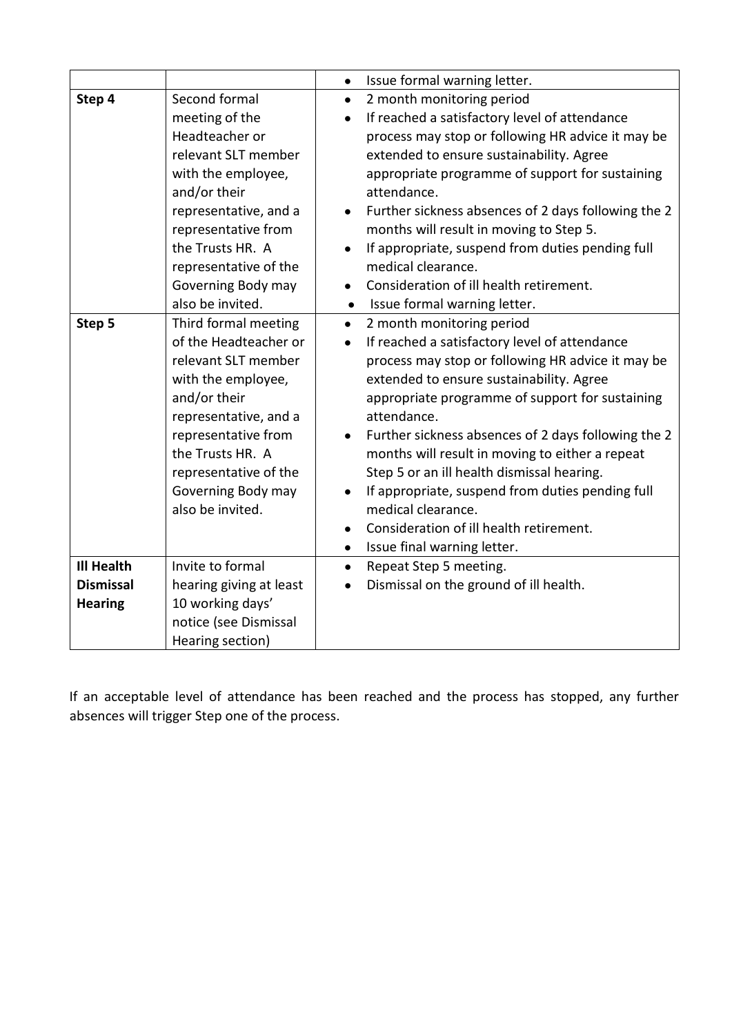| | | |
|---|---|---|
| | | • Issue formal warning letter. |
| **Step 4** | Second formal meeting of the Headteacher or relevant SLT member with the employee, and/or their representative, and a representative from the Trusts HR. A representative of the Governing Body may also be invited. | • 2 month monitoring period<br>• If reached a satisfactory level of attendance process may stop or following HR advice it may be extended to ensure sustainability. Agree appropriate programme of support for sustaining attendance.<br>• Further sickness absences of 2 days following the 2 months will result in moving to Step 5.<br>• If appropriate, suspend from duties pending full medical clearance.<br>• Consideration of ill health retirement.<br>• Issue formal warning letter. |
| **Step 5** | Third formal meeting of the Headteacher or relevant SLT member with the employee, and/or their representative, and a representative from the Trusts HR. A representative of the Governing Body may also be invited. | • 2 month monitoring period<br>• If reached a satisfactory level of attendance process may stop or following HR advice it may be extended to ensure sustainability. Agree appropriate programme of support for sustaining attendance.<br>• Further sickness absences of 2 days following the 2 months will result in moving to either a repeat Step 5 or an ill health dismissal hearing.<br>• If appropriate, suspend from duties pending full medical clearance.<br>• Consideration of ill health retirement.<br>• Issue final warning letter. |
| **Ill Health Dismissal Hearing** | Invite to formal hearing giving at least 10 working days' notice (see Dismissal Hearing section) | • Repeat Step 5 meeting.<br>• Dismissal on the ground of ill health. |

If an acceptable level of attendance has been reached and the process has stopped, any further absences will trigger Step one of the process.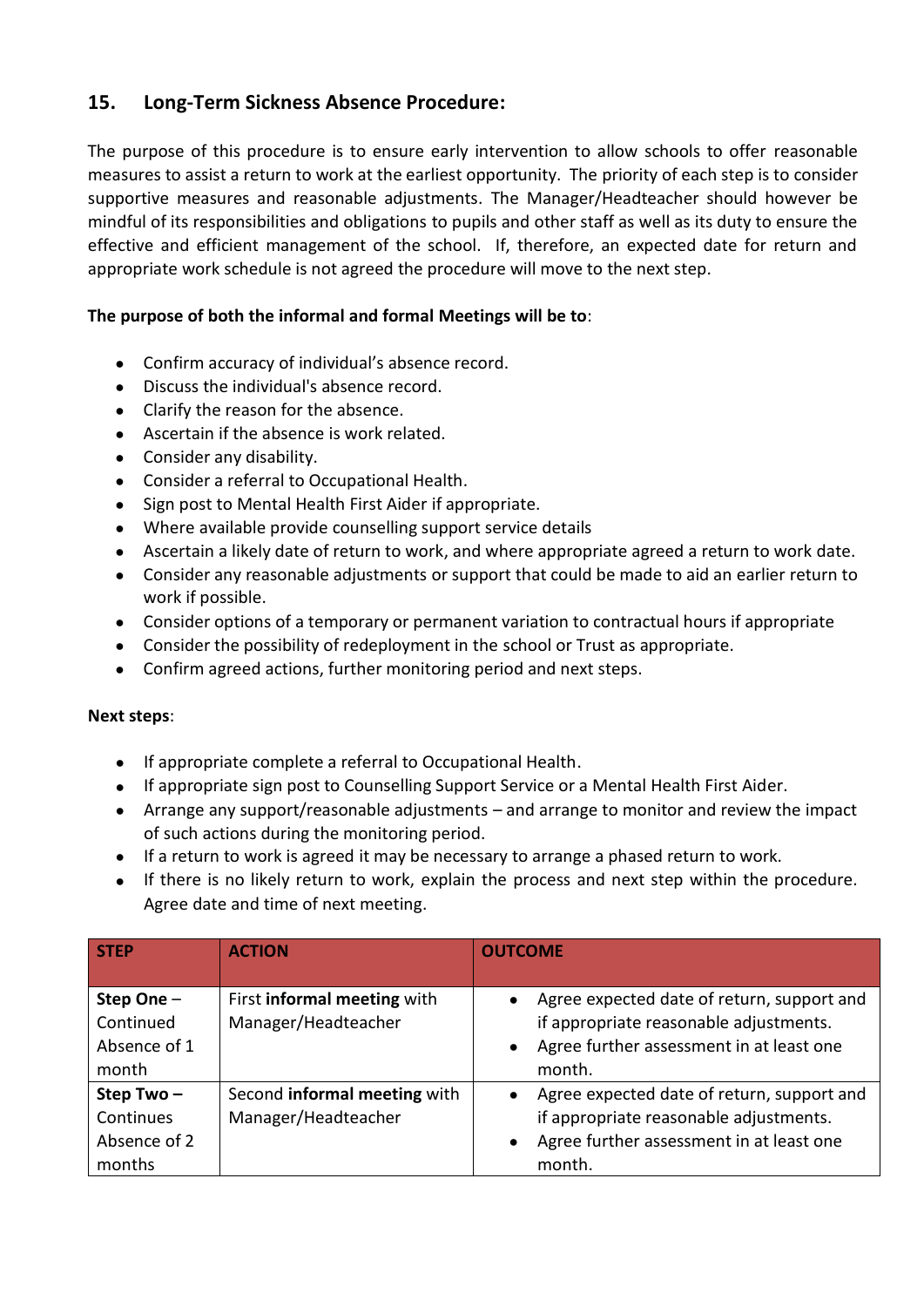## 15. Long-Term Sickness Absence Procedure:

The purpose of this procedure is to ensure early intervention to allow schools to offer reasonable measures to assist a return to work at the earliest opportunity. The priority of each step is to consider supportive measures and reasonable adjustments. The Manager/Headteacher should however be mindful of its responsibilities and obligations to pupils and other staff as well as its duty to ensure the effective and efficient management of the school. If, therefore, an expected date for return and appropriate work schedule is not agreed the procedure will move to the next step.

**The purpose of both the informal and formal Meetings will be to**:

- Confirm accuracy of individual's absence record.
- Discuss the individual's absence record.
- Clarify the reason for the absence.
- Ascertain if the absence is work related.
- Consider any disability.
- Consider a referral to Occupational Health.
- Sign post to Mental Health First Aider if appropriate.
- Where available provide counselling support service details
- Ascertain a likely date of return to work, and where appropriate agreed a return to work date.
- Consider any reasonable adjustments or support that could be made to aid an earlier return to work if possible.
- Consider options of a temporary or permanent variation to contractual hours if appropriate
- Consider the possibility of redeployment in the school or Trust as appropriate.
- Confirm agreed actions, further monitoring period and next steps.

**Next steps**:

- If appropriate complete a referral to Occupational Health.
- If appropriate sign post to Counselling Support Service or a Mental Health First Aider.
- Arrange any support/reasonable adjustments – and arrange to monitor and review the impact of such actions during the monitoring period.
- If a return to work is agreed it may be necessary to arrange a phased return to work.
- If there is no likely return to work, explain the process and next step within the procedure. Agree date and time of next meeting.

| STEP | ACTION | OUTCOME |
|---|---|---|
| **Step One** – Continued Absence of 1 month | First **informal meeting** with Manager/Headteacher | • Agree expected date of return, support and if appropriate reasonable adjustments.<br>• Agree further assessment in at least one month. |
| **Step Two** – Continues Absence of 2 months | Second **informal meeting** with Manager/Headteacher | • Agree expected date of return, support and if appropriate reasonable adjustments.<br>• Agree further assessment in at least one month. |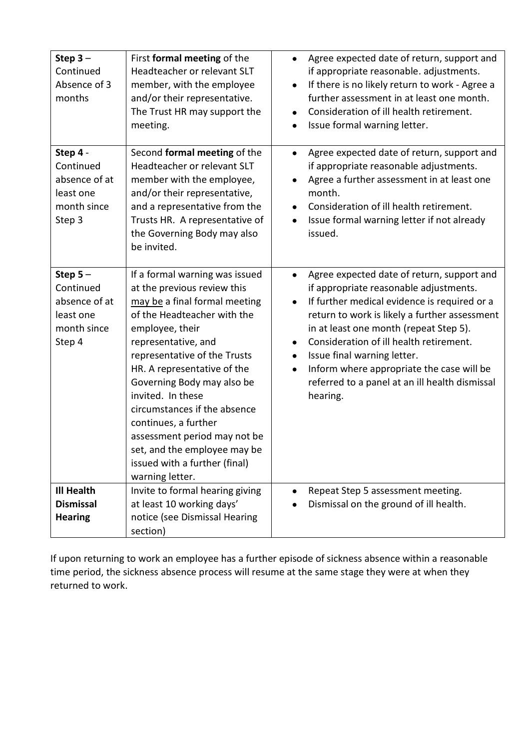| | | |
|---|---|---|
| **Step 3** – Continued Absence of 3 months | First **formal meeting** of the Headteacher or relevant SLT member, with the employee and/or their representative. The Trust HR may support the meeting. | • Agree expected date of return, support and if appropriate reasonable. adjustments.<br>• If there is no likely return to work - Agree a further assessment in at least one month.<br>• Consideration of ill health retirement.<br>• Issue formal warning letter. |
| **Step 4** - Continued absence of at least one month since Step 3 | Second **formal meeting** of the Headteacher or relevant SLT member with the employee, and/or their representative, and a representative from the Trusts HR. A representative of the Governing Body may also be invited. | • Agree expected date of return, support and if appropriate reasonable adjustments.<br>• Agree a further assessment in at least one month.<br>• Consideration of ill health retirement.<br>• Issue formal warning letter if not already issued. |
| **Step 5** – Continued absence of at least one month since Step 4 | If a formal warning was issued at the previous review this <u>may be</u> a final formal meeting of the Headteacher with the employee, their representative, and representative of the Trusts HR. A representative of the Governing Body may also be invited. In these circumstances if the absence continues, a further assessment period may not be set, and the employee may be issued with a further (final) warning letter. | • Agree expected date of return, support and if appropriate reasonable adjustments.<br>• If further medical evidence is required or a return to work is likely a further assessment in at least one month (repeat Step 5).<br>• Consideration of ill health retirement.<br>• Issue final warning letter.<br>• Inform where appropriate the case will be referred to a panel at an ill health dismissal hearing. |
| **Ill Health Dismissal Hearing** | Invite to formal hearing giving at least 10 working days' notice (see Dismissal Hearing section) | • Repeat Step 5 assessment meeting.<br>• Dismissal on the ground of ill health. |

If upon returning to work an employee has a further episode of sickness absence within a reasonable time period, the sickness absence process will resume at the same stage they were at when they returned to work.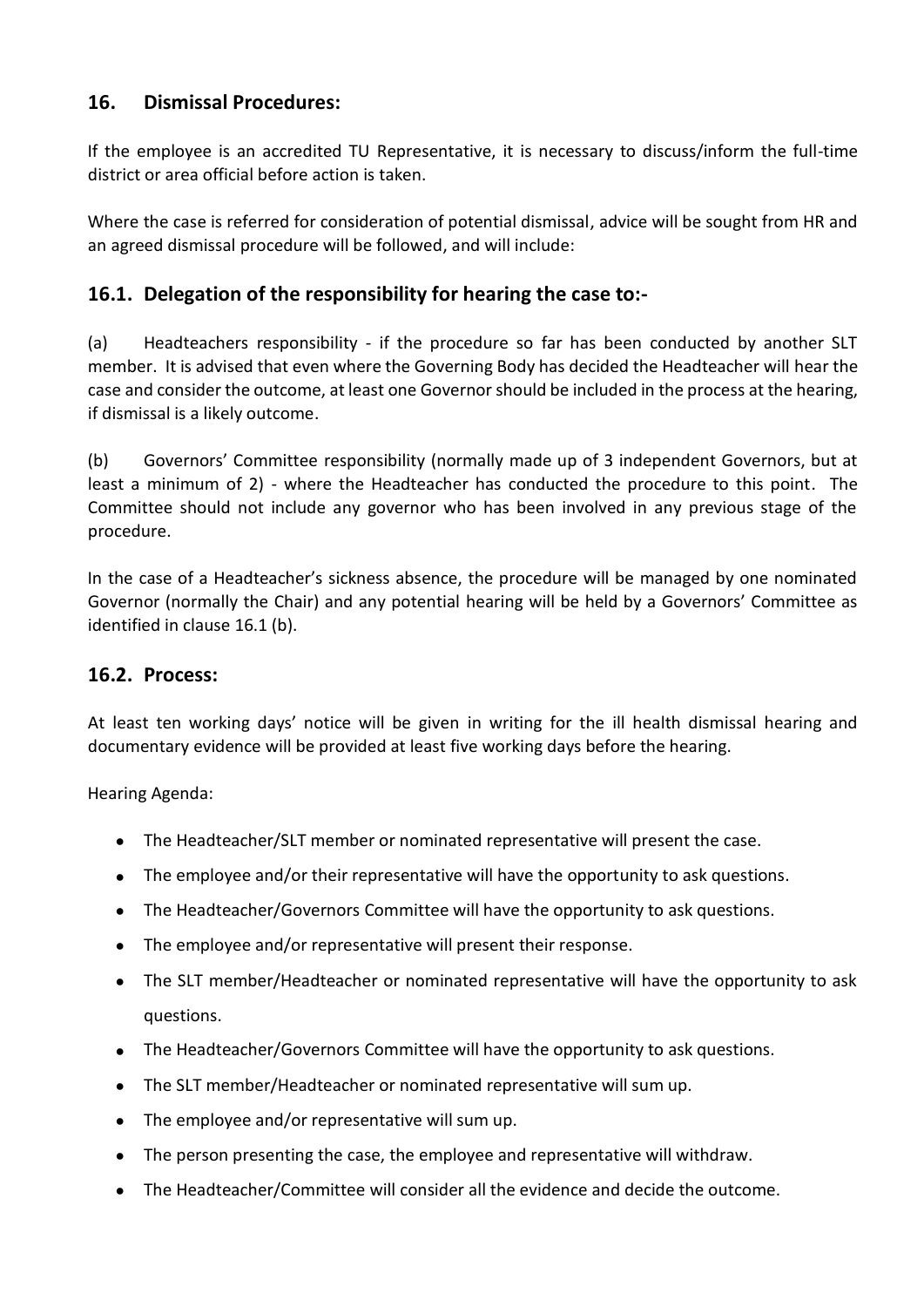## 16. Dismissal Procedures:

If the employee is an accredited TU Representative, it is necessary to discuss/inform the full-time district or area official before action is taken.

Where the case is referred for consideration of potential dismissal, advice will be sought from HR and an agreed dismissal procedure will be followed, and will include:

### 16.1. Delegation of the responsibility for hearing the case to:-

(a) Headteachers responsibility - if the procedure so far has been conducted by another SLT member. It is advised that even where the Governing Body has decided the Headteacher will hear the case and consider the outcome, at least one Governor should be included in the process at the hearing, if dismissal is a likely outcome.

(b) Governors' Committee responsibility (normally made up of 3 independent Governors, but at least a minimum of 2) - where the Headteacher has conducted the procedure to this point. The Committee should not include any governor who has been involved in any previous stage of the procedure.

In the case of a Headteacher's sickness absence, the procedure will be managed by one nominated Governor (normally the Chair) and any potential hearing will be held by a Governors' Committee as identified in clause 16.1 (b).

### 16.2. Process:

At least ten working days' notice will be given in writing for the ill health dismissal hearing and documentary evidence will be provided at least five working days before the hearing.

Hearing Agenda:

- The Headteacher/SLT member or nominated representative will present the case.
- The employee and/or their representative will have the opportunity to ask questions.
- The Headteacher/Governors Committee will have the opportunity to ask questions.
- The employee and/or representative will present their response.
- The SLT member/Headteacher or nominated representative will have the opportunity to ask questions.
- The Headteacher/Governors Committee will have the opportunity to ask questions.
- The SLT member/Headteacher or nominated representative will sum up.
- The employee and/or representative will sum up.
- The person presenting the case, the employee and representative will withdraw.
- The Headteacher/Committee will consider all the evidence and decide the outcome.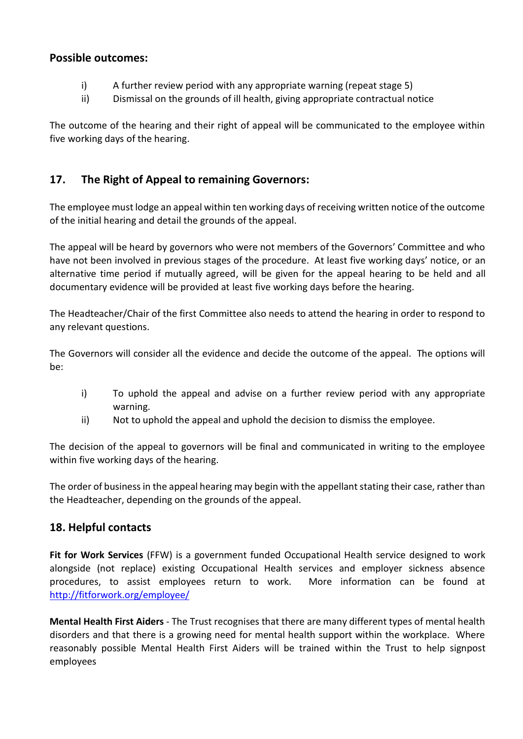**Possible outcomes:**

i) A further review period with any appropriate warning (repeat stage 5)
ii) Dismissal on the grounds of ill health, giving appropriate contractual notice

The outcome of the hearing and their right of appeal will be communicated to the employee within five working days of the hearing.

## 17. The Right of Appeal to remaining Governors:

The employee must lodge an appeal within ten working days of receiving written notice of the outcome of the initial hearing and detail the grounds of the appeal.

The appeal will be heard by governors who were not members of the Governors' Committee and who have not been involved in previous stages of the procedure. At least five working days' notice, or an alternative time period if mutually agreed, will be given for the appeal hearing to be held and all documentary evidence will be provided at least five working days before the hearing.

The Headteacher/Chair of the first Committee also needs to attend the hearing in order to respond to any relevant questions.

The Governors will consider all the evidence and decide the outcome of the appeal. The options will be:

i) To uphold the appeal and advise on a further review period with any appropriate warning.
ii) Not to uphold the appeal and uphold the decision to dismiss the employee.

The decision of the appeal to governors will be final and communicated in writing to the employee within five working days of the hearing.

The order of business in the appeal hearing may begin with the appellant stating their case, rather than the Headteacher, depending on the grounds of the appeal.

## 18. Helpful contacts

**Fit for Work Services** (FFW) is a government funded Occupational Health service designed to work alongside (not replace) existing Occupational Health services and employer sickness absence procedures, to assist employees return to work. More information can be found at http://fitforwork.org/employee/

**Mental Health First Aiders** - The Trust recognises that there are many different types of mental health disorders and that there is a growing need for mental health support within the workplace. Where reasonably possible Mental Health First Aiders will be trained within the Trust to help signpost employees